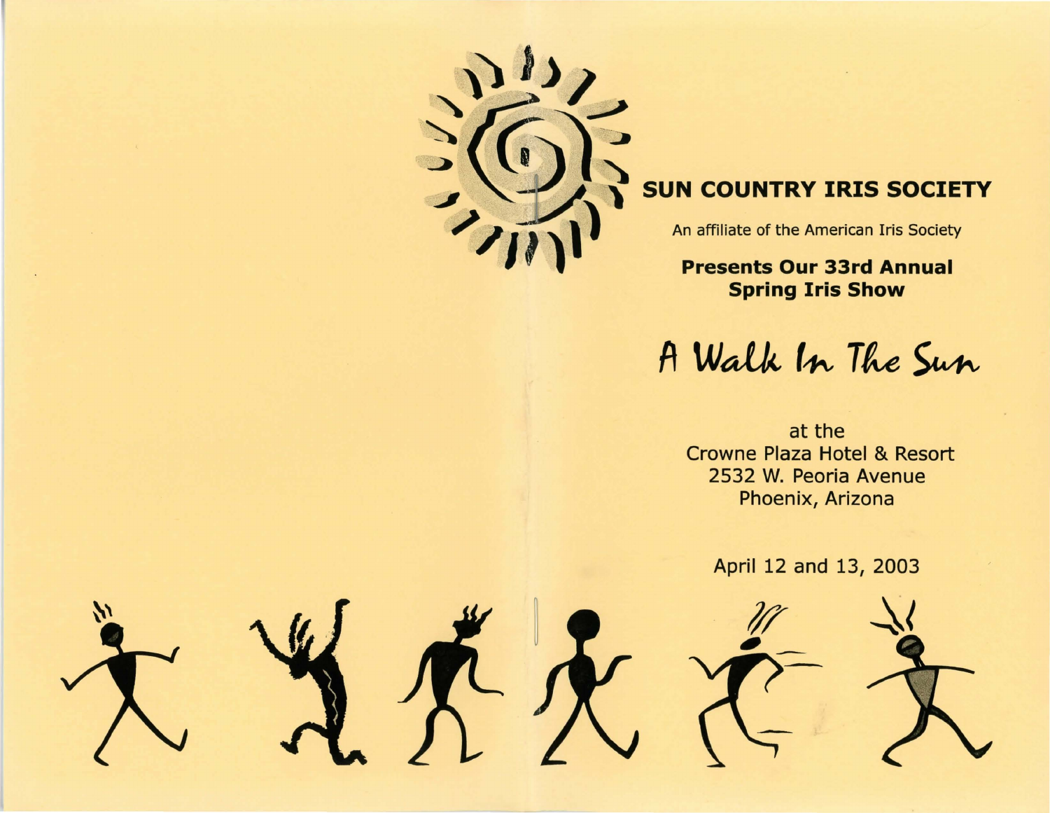# SUN COUNTRY IRIS SOCIETY

An affiliate of the American Iris Society

**Presents Our 33rd Annual Spring Iris Show**

## *A Walk In The Sun*

at the
Crowne Plaza Hotel & Resort
2532 W. Peoria Avenue
Phoenix, Arizona

April 12 and 13, 2003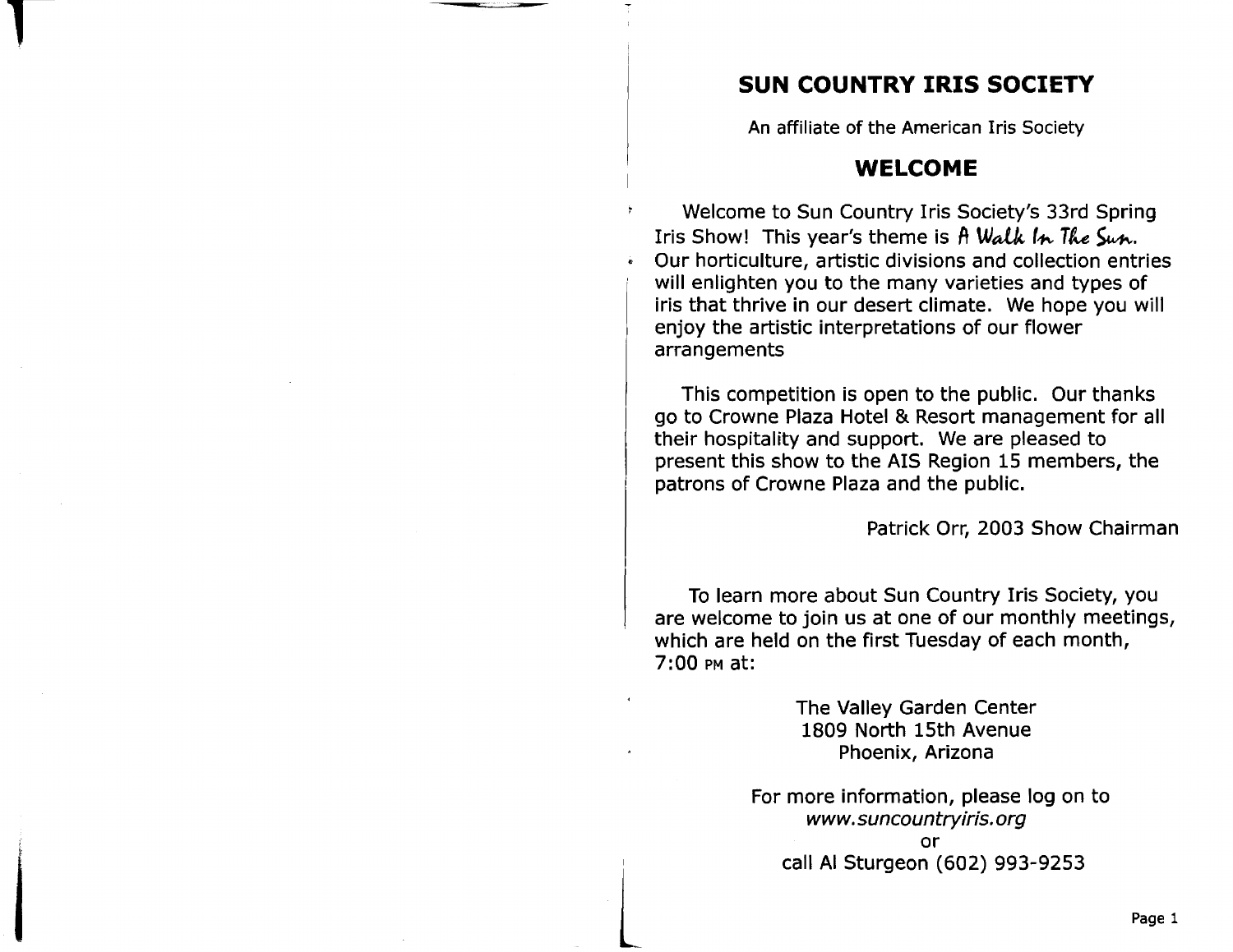# SUN COUNTRY IRIS SOCIETY

An affiliate of the American Iris Society

## WELCOME

Welcome to Sun Country Iris Society's 33rd Spring Iris Show! This year's theme is *A Walk In The Sun*. Our horticulture, artistic divisions and collection entries will enlighten you to the many varieties and types of iris that thrive in our desert climate. We hope you will enjoy the artistic interpretations of our flower arrangements

This competition is open to the public. Our thanks go to Crowne Plaza Hotel & Resort management for all their hospitality and support. We are pleased to present this show to the AIS Region 15 members, the patrons of Crowne Plaza and the public.

Patrick Orr, 2003 Show Chairman

To learn more about Sun Country Iris Society, you are welcome to join us at one of our monthly meetings, which are held on the first Tuesday of each month, 7:00 PM at:

The Valley Garden Center
1809 North 15th Avenue
Phoenix, Arizona

For more information, please log on to
*www.suncountryiris.org*
or
call Al Sturgeon (602) 993-9253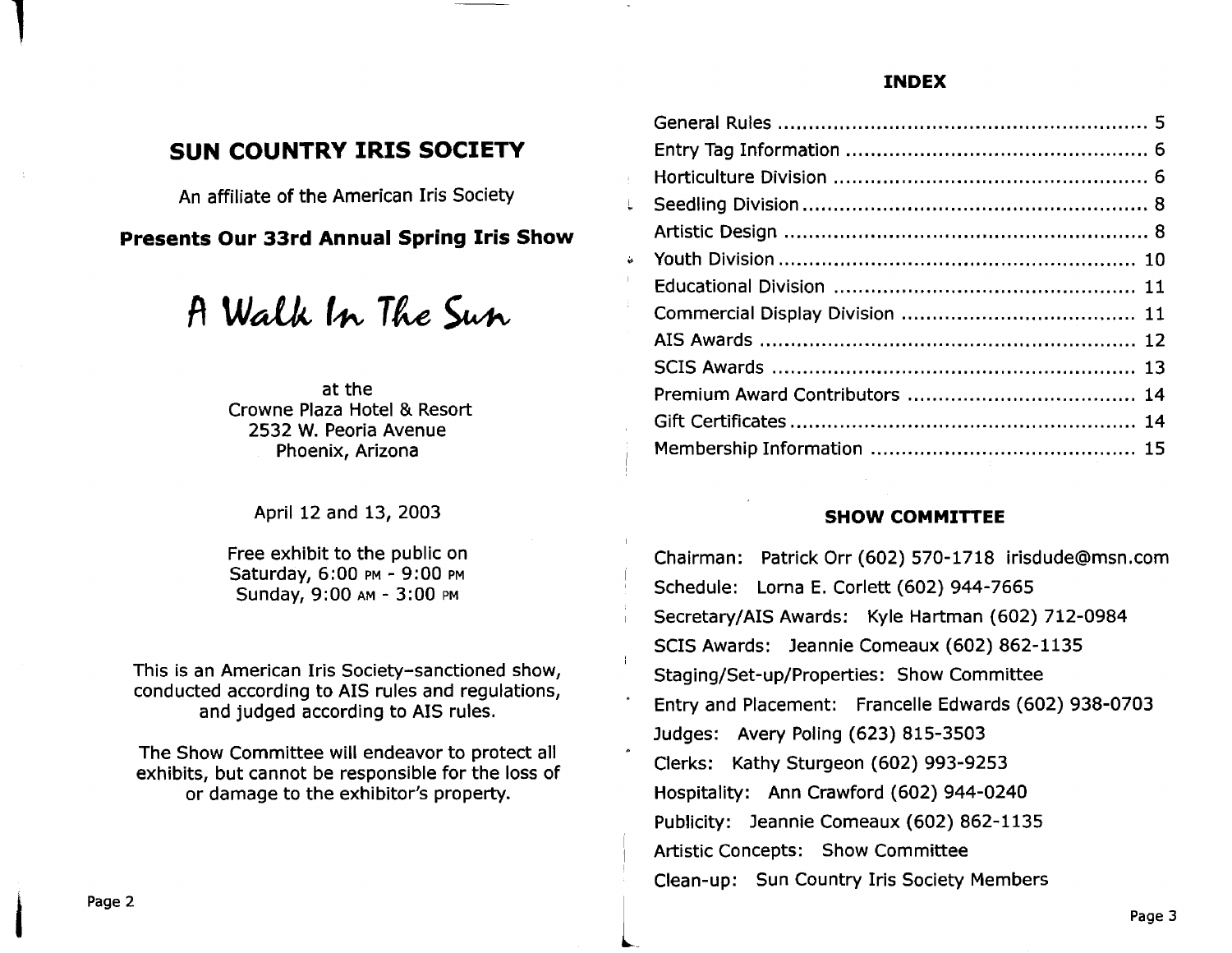## SUN COUNTRY IRIS SOCIETY

An affiliate of the American Iris Society

**Presents Our 33rd Annual Spring Iris Show**

# *A Walk In The Sun*

at the
Crowne Plaza Hotel & Resort
2532 W. Peoria Avenue
Phoenix, Arizona

April 12 and 13, 2003

Free exhibit to the public on
Saturday, 6:00 PM - 9:00 PM
Sunday, 9:00 AM - 3:00 PM

This is an American Iris Society–sanctioned show, conducted according to AIS rules and regulations, and judged according to AIS rules.

The Show Committee will endeavor to protect all exhibits, but cannot be responsible for the loss of or damage to the exhibitor's property.

### INDEX

| | |
|---|---|
| General Rules | 5 |
| Entry Tag Information | 6 |
| Horticulture Division | 6 |
| Seedling Division | 8 |
| Artistic Design | 8 |
| Youth Division | 10 |
| Educational Division | 11 |
| Commercial Display Division | 11 |
| AIS Awards | 12 |
| SCIS Awards | 13 |
| Premium Award Contributors | 14 |
| Gift Certificates | 14 |
| Membership Information | 15 |

### SHOW COMMITTEE

Chairman: Patrick Orr (602) 570-1718 irisdude@msn.com

Schedule: Lorna E. Corlett (602) 944-7665

Secretary/AIS Awards: Kyle Hartman (602) 712-0984

SCIS Awards: Jeannie Comeaux (602) 862-1135

Staging/Set-up/Properties: Show Committee

Entry and Placement: Francelle Edwards (602) 938-0703

Judges: Avery Poling (623) 815-3503

Clerks: Kathy Sturgeon (602) 993-9253

Hospitality: Ann Crawford (602) 944-0240

Publicity: Jeannie Comeaux (602) 862-1135

Artistic Concepts: Show Committee

Clean-up: Sun Country Iris Society Members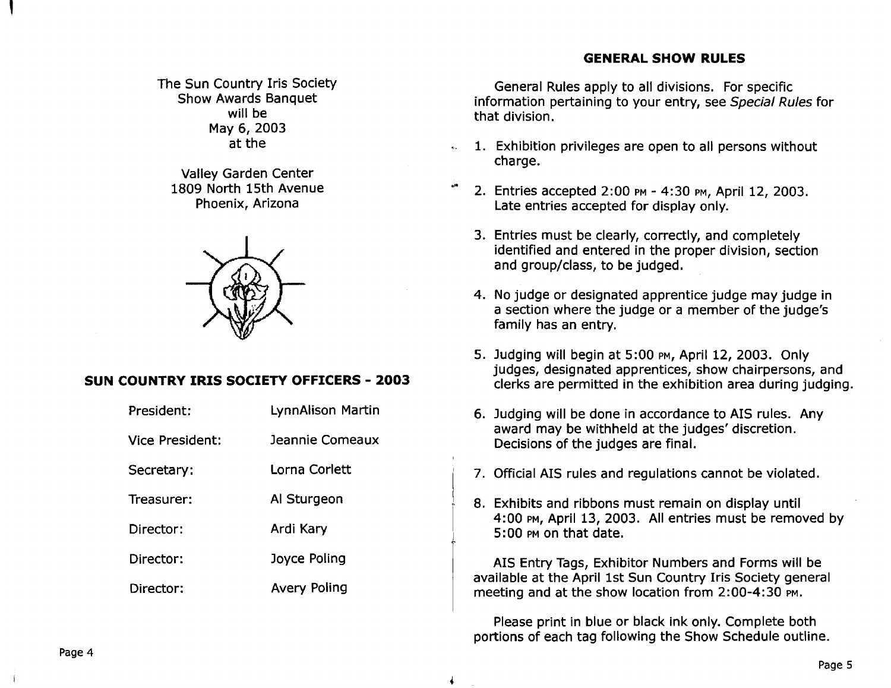The Sun Country Iris Society
Show Awards Banquet
will be
May 6, 2003
at the

Valley Garden Center
1809 North 15th Avenue
Phoenix, Arizona

## SUN COUNTRY IRIS SOCIETY OFFICERS - 2003

| | |
|---|---|
| President: | LynnAlison Martin |
| Vice President: | Jeannie Comeaux |
| Secretary: | Lorna Corlett |
| Treasurer: | Al Sturgeon |
| Director: | Ardi Kary |
| Director: | Joyce Poling |
| Director: | Avery Poling |

## GENERAL SHOW RULES

General Rules apply to all divisions. For specific information pertaining to your entry, see *Special Rules* for that division.

1. Exhibition privileges are open to all persons without charge.
2. Entries accepted 2:00 PM - 4:30 PM, April 12, 2003. Late entries accepted for display only.
3. Entries must be clearly, correctly, and completely identified and entered in the proper division, section and group/class, to be judged.
4. No judge or designated apprentice judge may judge in a section where the judge or a member of the judge's family has an entry.
5. Judging will begin at 5:00 PM, April 12, 2003. Only judges, designated apprentices, show chairpersons, and clerks are permitted in the exhibition area during judging.
6. Judging will be done in accordance to AIS rules. Any award may be withheld at the judges' discretion. Decisions of the judges are final.
7. Official AIS rules and regulations cannot be violated.
8. Exhibits and ribbons must remain on display until 4:00 PM, April 13, 2003. All entries must be removed by 5:00 PM on that date.

AIS Entry Tags, Exhibitor Numbers and Forms will be available at the April 1st Sun Country Iris Society general meeting and at the show location from 2:00-4:30 PM.

Please print in blue or black ink only. Complete both portions of each tag following the Show Schedule outline.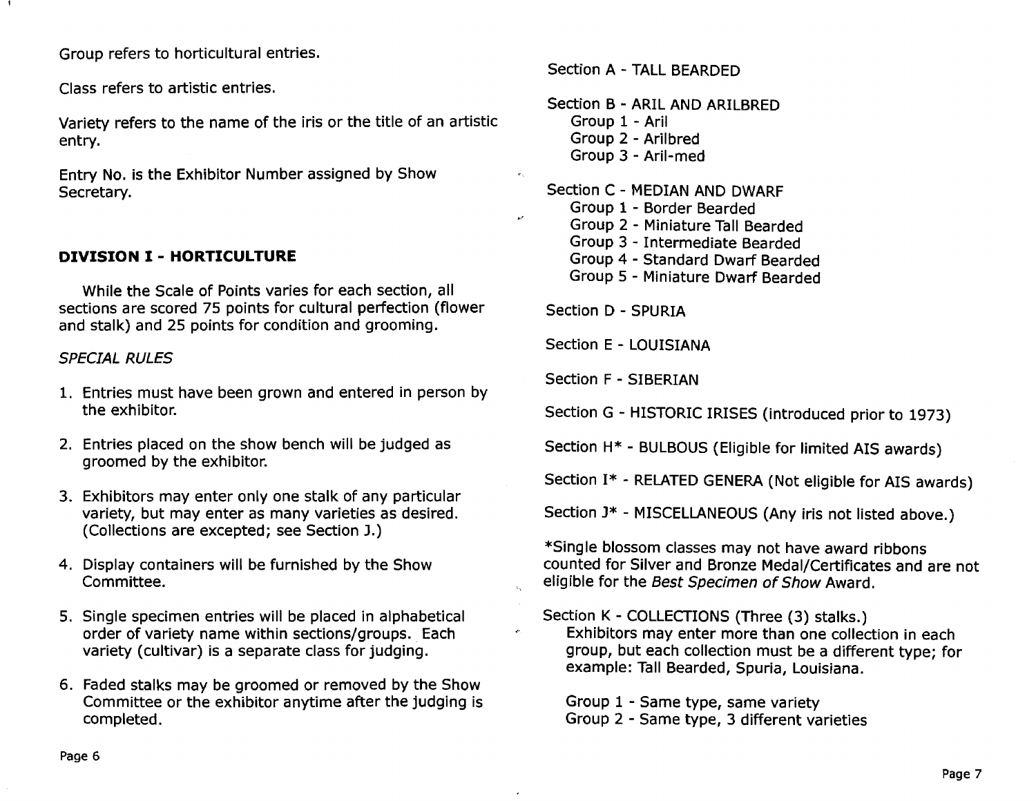Group refers to horticultural entries.

Class refers to artistic entries.

Variety refers to the name of the iris or the title of an artistic entry.

Entry No. is the Exhibitor Number assigned by Show Secretary.

## DIVISION I - HORTICULTURE

While the Scale of Points varies for each section, all sections are scored 75 points for cultural perfection (flower and stalk) and 25 points for condition and grooming.

*SPECIAL RULES*

1. Entries must have been grown and entered in person by the exhibitor.
2. Entries placed on the show bench will be judged as groomed by the exhibitor.
3. Exhibitors may enter only one stalk of any particular variety, but may enter as many varieties as desired. (Collections are excepted; see Section J.)
4. Display containers will be furnished by the Show Committee.
5. Single specimen entries will be placed in alphabetical order of variety name within sections/groups. Each variety (cultivar) is a separate class for judging.
6. Faded stalks may be groomed or removed by the Show Committee or the exhibitor anytime after the judging is completed.

Section A - TALL BEARDED

Section B - ARIL AND ARILBRED
- Group 1 - Aril
- Group 2 - Arilbred
- Group 3 - Aril-med

Section C - MEDIAN AND DWARF
- Group 1 - Border Bearded
- Group 2 - Miniature Tall Bearded
- Group 3 - Intermediate Bearded
- Group 4 - Standard Dwarf Bearded
- Group 5 - Miniature Dwarf Bearded

Section D - SPURIA

Section E - LOUISIANA

Section F - SIBERIAN

Section G - HISTORIC IRISES (introduced prior to 1973)

Section H* - BULBOUS (Eligible for limited AIS awards)

Section I* - RELATED GENERA (Not eligible for AIS awards)

Section J* - MISCELLANEOUS (Any iris not listed above.)

*Single blossom classes may not have award ribbons counted for Silver and Bronze Medal/Certificates and are not eligible for the *Best Specimen of Show* Award.

Section K - COLLECTIONS (Three (3) stalks.)
Exhibitors may enter more than one collection in each group, but each collection must be a different type; for example: Tall Bearded, Spuria, Louisiana.

- Group 1 - Same type, same variety
- Group 2 - Same type, 3 different varieties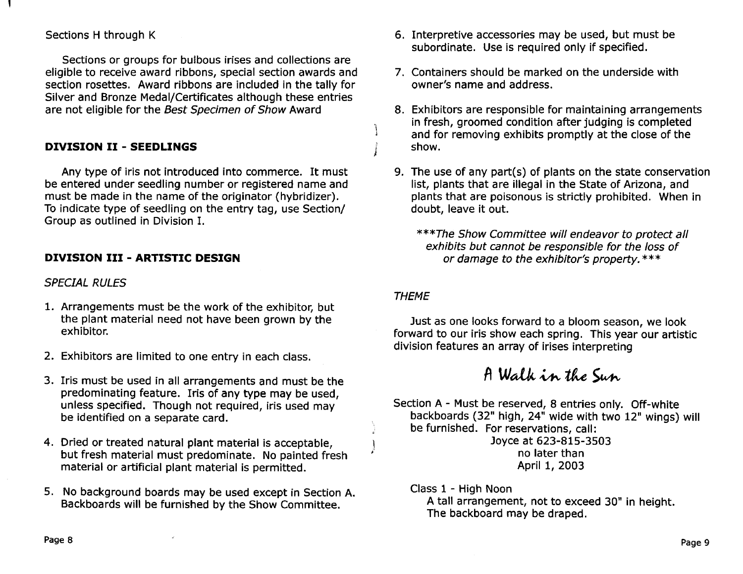Sections H through K

Sections or groups for bulbous irises and collections are eligible to receive award ribbons, special section awards and section rosettes. Award ribbons are included in the tally for Silver and Bronze Medal/Certificates although these entries are not eligible for the *Best Specimen of Show* Award

### DIVISION II - SEEDLINGS

Any type of iris not introduced into commerce. It must be entered under seedling number or registered name and must be made in the name of the originator (hybridizer). To indicate type of seedling on the entry tag, use Section/Group as outlined in Division I.

### DIVISION III - ARTISTIC DESIGN

*SPECIAL RULES*

1. Arrangements must be the work of the exhibitor, but the plant material need not have been grown by the exhibitor.
2. Exhibitors are limited to one entry in each class.
3. Iris must be used in all arrangements and must be the predominating feature. Iris of any type may be used, unless specified. Though not required, iris used may be identified on a separate card.
4. Dried or treated natural plant material is acceptable, but fresh material must predominate. No painted fresh material or artificial plant material is permitted.
5. No background boards may be used except in Section A. Backboards will be furnished by the Show Committee.
6. Interpretive accessories may be used, but must be subordinate. Use is required only if specified.
7. Containers should be marked on the underside with owner's name and address.
8. Exhibitors are responsible for maintaining arrangements in fresh, groomed condition after judging is completed and for removing exhibits promptly at the close of the show.
9. The use of any part(s) of plants on the state conservation list, plants that are illegal in the State of Arizona, and plants that are poisonous is strictly prohibited. When in doubt, leave it out.

****The Show Committee will endeavor to protect all exhibits but cannot be responsible for the loss of or damage to the exhibitor's property.****

*THEME*

Just as one looks forward to a bloom season, we look forward to our iris show each spring. This year our artistic division features an array of irises interpreting

## A Walk in the Sun

Section A - Must be reserved, 8 entries only. Off-white backboards (32" high, 24" wide with two 12" wings) will be furnished. For reservations, call:
Joyce at 623-815-3503
no later than
April 1, 2003

Class 1 - High Noon
A tall arrangement, not to exceed 30" in height. The backboard may be draped.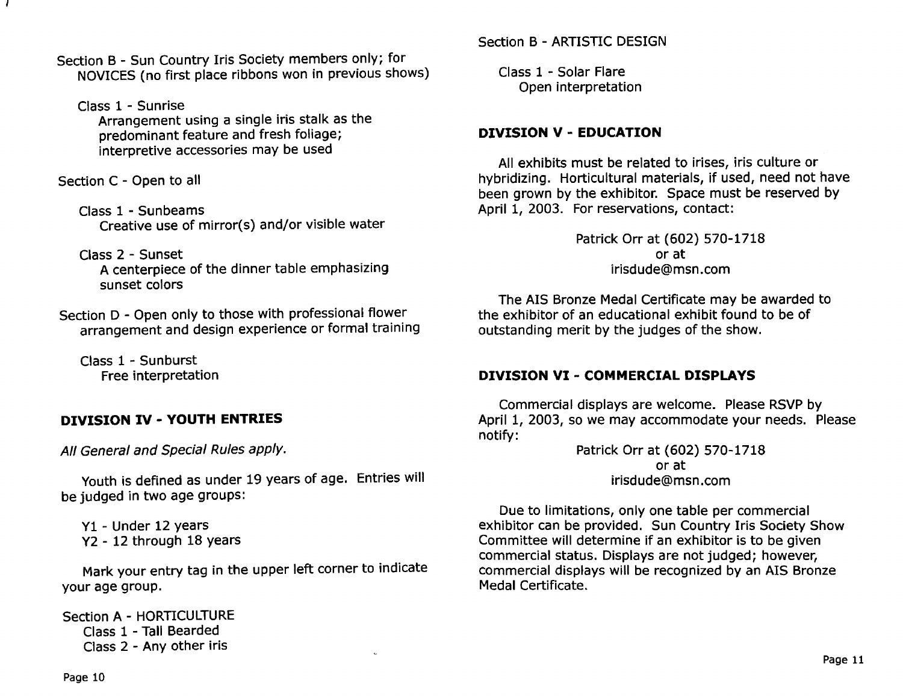Section B - Sun Country Iris Society members only; for NOVICES (no first place ribbons won in previous shows)

Class 1 - Sunrise
Arrangement using a single iris stalk as the predominant feature and fresh foliage; interpretive accessories may be used

Section C - Open to all

Class 1 - Sunbeams
Creative use of mirror(s) and/or visible water

Class 2 - Sunset
A centerpiece of the dinner table emphasizing sunset colors

Section D - Open only to those with professional flower arrangement and design experience or formal training

Class 1 - Sunburst
Free interpretation

## DIVISION IV - YOUTH ENTRIES

*All General and Special Rules apply.*

Youth is defined as under 19 years of age. Entries will be judged in two age groups:

Y1 - Under 12 years
Y2 - 12 through 18 years

Mark your entry tag in the upper left corner to indicate your age group.

Section A - HORTICULTURE
Class 1 - Tall Bearded
Class 2 - Any other iris

Section B - ARTISTIC DESIGN

Class 1 - Solar Flare
Open interpretation

## DIVISION V - EDUCATION

All exhibits must be related to irises, iris culture or hybridizing. Horticultural materials, if used, need not have been grown by the exhibitor. Space must be reserved by April 1, 2003. For reservations, contact:

Patrick Orr at (602) 570-1718
or at
irisdude@msn.com

The AIS Bronze Medal Certificate may be awarded to the exhibitor of an educational exhibit found to be of outstanding merit by the judges of the show.

## DIVISION VI - COMMERCIAL DISPLAYS

Commercial displays are welcome. Please RSVP by April 1, 2003, so we may accommodate your needs. Please notify:

Patrick Orr at (602) 570-1718
or at
irisdude@msn.com

Due to limitations, only one table per commercial exhibitor can be provided. Sun Country Iris Society Show Committee will determine if an exhibitor is to be given commercial status. Displays are not judged; however, commercial displays will be recognized by an AIS Bronze Medal Certificate.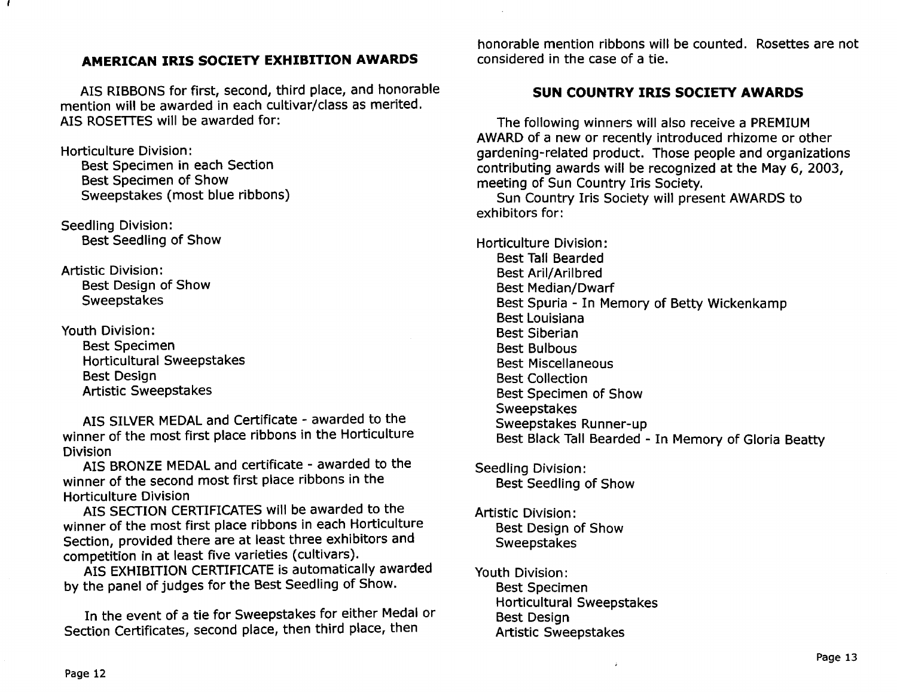## AMERICAN IRIS SOCIETY EXHIBITION AWARDS

AIS RIBBONS for first, second, third place, and honorable mention will be awarded in each cultivar/class as merited. AIS ROSETTES will be awarded for:

Horticulture Division:
- Best Specimen in each Section
- Best Specimen of Show
- Sweepstakes (most blue ribbons)

Seedling Division:
- Best Seedling of Show

Artistic Division:
- Best Design of Show
- Sweepstakes

Youth Division:
- Best Specimen
- Horticultural Sweepstakes
- Best Design
- Artistic Sweepstakes

AIS SILVER MEDAL and Certificate - awarded to the winner of the most first place ribbons in the Horticulture Division

AIS BRONZE MEDAL and certificate - awarded to the winner of the second most first place ribbons in the Horticulture Division

AIS SECTION CERTIFICATES will be awarded to the winner of the most first place ribbons in each Horticulture Section, provided there are at least three exhibitors and competition in at least five varieties (cultivars).

AIS EXHIBITION CERTIFICATE is automatically awarded by the panel of judges for the Best Seedling of Show.

In the event of a tie for Sweepstakes for either Medal or Section Certificates, second place, then third place, then honorable mention ribbons will be counted. Rosettes are not considered in the case of a tie.

## SUN COUNTRY IRIS SOCIETY AWARDS

The following winners will also receive a PREMIUM AWARD of a new or recently introduced rhizome or other gardening-related product. Those people and organizations contributing awards will be recognized at the May 6, 2003, meeting of Sun Country Iris Society.

Sun Country Iris Society will present AWARDS to exhibitors for:

Horticulture Division:
- Best Tall Bearded
- Best Aril/Arilbred
- Best Median/Dwarf
- Best Spuria - In Memory of Betty Wickenkamp
- Best Louisiana
- Best Siberian
- Best Bulbous
- Best Miscellaneous
- Best Collection
- Best Specimen of Show
- Sweepstakes
- Sweepstakes Runner-up
- Best Black Tall Bearded - In Memory of Gloria Beatty

Seedling Division:
- Best Seedling of Show

Artistic Division:
- Best Design of Show
- Sweepstakes

Youth Division:
- Best Specimen
- Horticultural Sweepstakes
- Best Design
- Artistic Sweepstakes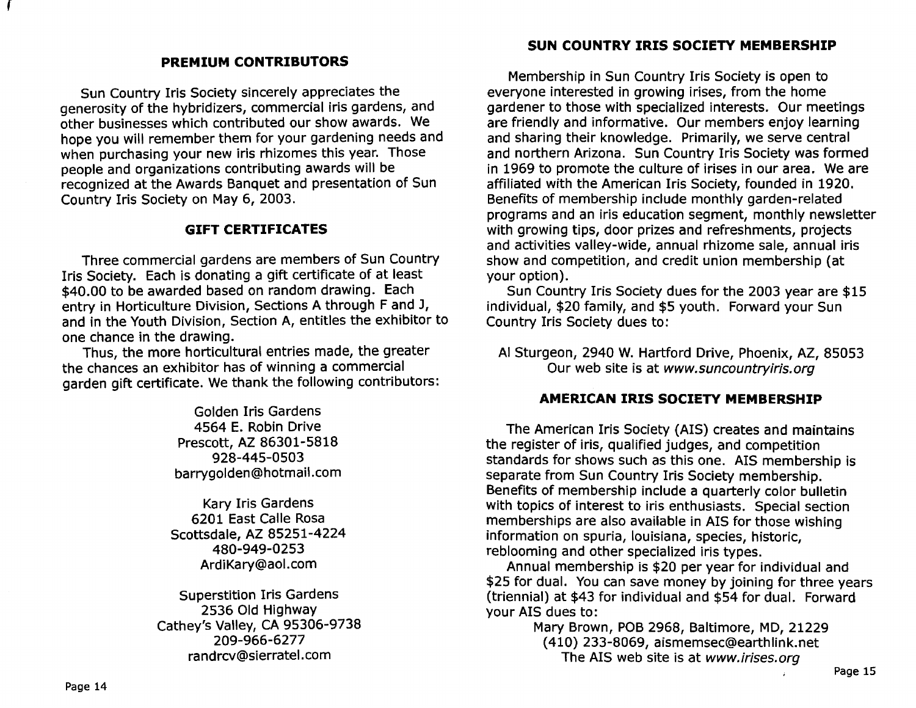## PREMIUM CONTRIBUTORS

Sun Country Iris Society sincerely appreciates the generosity of the hybridizers, commercial iris gardens, and other businesses which contributed our show awards. We hope you will remember them for your gardening needs and when purchasing your new iris rhizomes this year. Those people and organizations contributing awards will be recognized at the Awards Banquet and presentation of Sun Country Iris Society on May 6, 2003.

## GIFT CERTIFICATES

Three commercial gardens are members of Sun Country Iris Society. Each is donating a gift certificate of at least $40.00 to be awarded based on random drawing. Each entry in Horticulture Division, Sections A through F and J, and in the Youth Division, Section A, entitles the exhibitor to one chance in the drawing.

Thus, the more horticultural entries made, the greater the chances an exhibitor has of winning a commercial garden gift certificate. We thank the following contributors:

Golden Iris Gardens
4564 E. Robin Drive
Prescott, AZ 86301-5818
928-445-0503
barrygolden@hotmail.com

Kary Iris Gardens
6201 East Calle Rosa
Scottsdale, AZ 85251-4224
480-949-0253
ArdiKary@aol.com

Superstition Iris Gardens
2536 Old Highway
Cathey's Valley, CA 95306-9738
209-966-6277
randrcv@sierratel.com

## SUN COUNTRY IRIS SOCIETY MEMBERSHIP

Membership in Sun Country Iris Society is open to everyone interested in growing irises, from the home gardener to those with specialized interests. Our meetings are friendly and informative. Our members enjoy learning and sharing their knowledge. Primarily, we serve central and northern Arizona. Sun Country Iris Society was formed in 1969 to promote the culture of irises in our area. We are affiliated with the American Iris Society, founded in 1920. Benefits of membership include monthly garden-related programs and an iris education segment, monthly newsletter with growing tips, door prizes and refreshments, projects and activities valley-wide, annual rhizome sale, annual iris show and competition, and credit union membership (at your option).

Sun Country Iris Society dues for the 2003 year are $15 individual, $20 family, and $5 youth. Forward your Sun Country Iris Society dues to:

Al Sturgeon, 2940 W. Hartford Drive, Phoenix, AZ, 85053
Our web site is at *www.suncountryiris.org*

## AMERICAN IRIS SOCIETY MEMBERSHIP

The American Iris Society (AIS) creates and maintains the register of iris, qualified judges, and competition standards for shows such as this one. AIS membership is separate from Sun Country Iris Society membership. Benefits of membership include a quarterly color bulletin with topics of interest to iris enthusiasts. Special section memberships are also available in AIS for those wishing information on spuria, louisiana, species, historic, reblooming and other specialized iris types.

Annual membership is $20 per year for individual and $25 for dual. You can save money by joining for three years (triennial) at $43 for individual and $54 for dual. Forward your AIS dues to:

Mary Brown, POB 2968, Baltimore, MD, 21229
(410) 233-8069, aismemsec@earthlink.net
The AIS web site is at *www.irises.org*